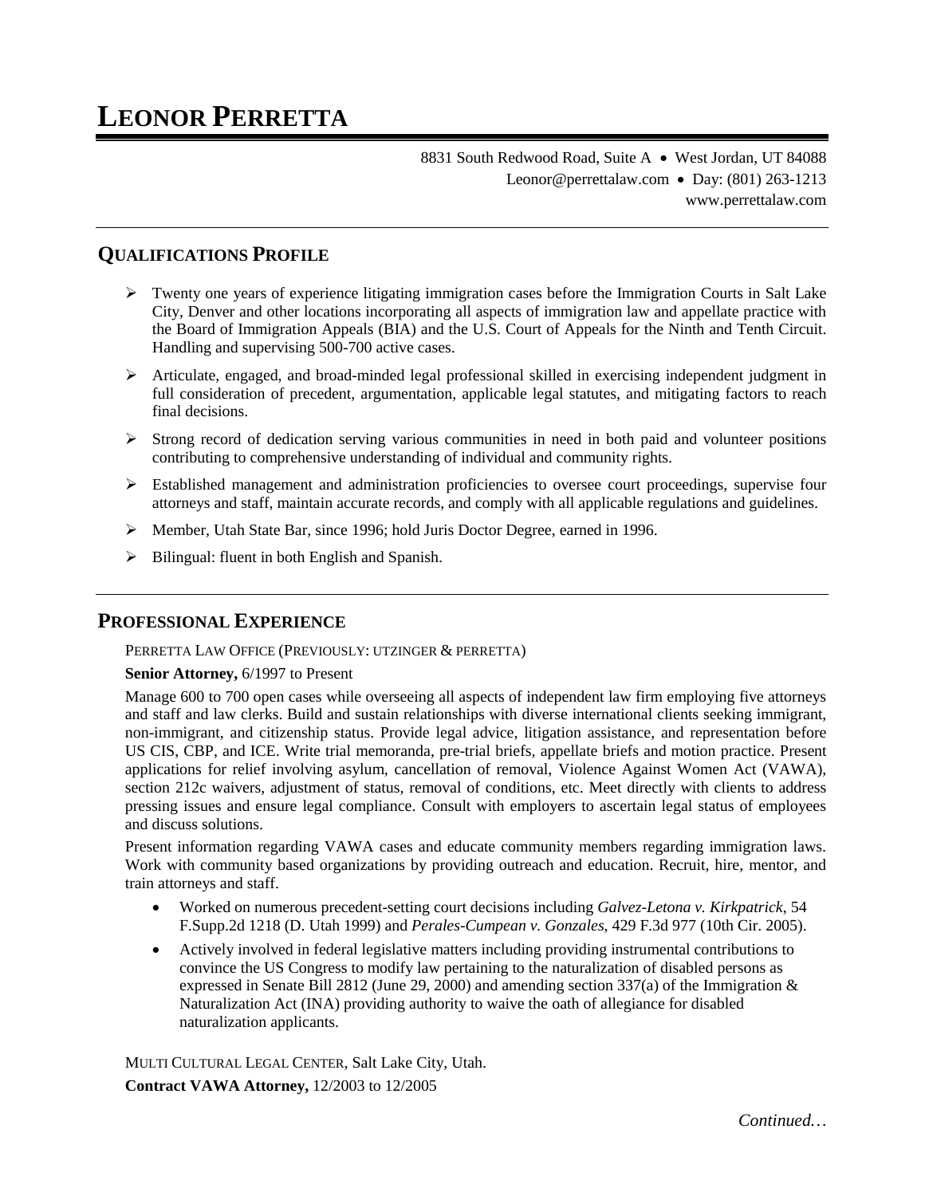# LEONOR PERRETTA

8831 South Redwood Road, Suite A • West Jordan, UT 84088
Leonor@perrettalaw.com • Day: (801) 263-1213
www.perrettalaw.com

## QUALIFICATIONS PROFILE

- Twenty one years of experience litigating immigration cases before the Immigration Courts in Salt Lake City, Denver and other locations incorporating all aspects of immigration law and appellate practice with the Board of Immigration Appeals (BIA) and the U.S. Court of Appeals for the Ninth and Tenth Circuit. Handling and supervising 500-700 active cases.
- Articulate, engaged, and broad-minded legal professional skilled in exercising independent judgment in full consideration of precedent, argumentation, applicable legal statutes, and mitigating factors to reach final decisions.
- Strong record of dedication serving various communities in need in both paid and volunteer positions contributing to comprehensive understanding of individual and community rights.
- Established management and administration proficiencies to oversee court proceedings, supervise four attorneys and staff, maintain accurate records, and comply with all applicable regulations and guidelines.
- Member, Utah State Bar, since 1996; hold Juris Doctor Degree, earned in 1996.
- Bilingual: fluent in both English and Spanish.

## PROFESSIONAL EXPERIENCE

PERRETTA LAW OFFICE (PREVIOUSLY: UTZINGER & PERRETTA)

**Senior Attorney,** 6/1997 to Present

Manage 600 to 700 open cases while overseeing all aspects of independent law firm employing five attorneys and staff and law clerks. Build and sustain relationships with diverse international clients seeking immigrant, non-immigrant, and citizenship status. Provide legal advice, litigation assistance, and representation before US CIS, CBP, and ICE. Write trial memoranda, pre-trial briefs, appellate briefs and motion practice. Present applications for relief involving asylum, cancellation of removal, Violence Against Women Act (VAWA), section 212c waivers, adjustment of status, removal of conditions, etc. Meet directly with clients to address pressing issues and ensure legal compliance. Consult with employers to ascertain legal status of employees and discuss solutions.

Present information regarding VAWA cases and educate community members regarding immigration laws. Work with community based organizations by providing outreach and education. Recruit, hire, mentor, and train attorneys and staff.

- Worked on numerous precedent-setting court decisions including *Galvez-Letona v. Kirkpatrick*, 54 F.Supp.2d 1218 (D. Utah 1999) and *Perales-Cumpean v. Gonzales*, 429 F.3d 977 (10th Cir. 2005).
- Actively involved in federal legislative matters including providing instrumental contributions to convince the US Congress to modify law pertaining to the naturalization of disabled persons as expressed in Senate Bill 2812 (June 29, 2000) and amending section 337(a) of the Immigration & Naturalization Act (INA) providing authority to waive the oath of allegiance for disabled naturalization applicants.

MULTI CULTURAL LEGAL CENTER, Salt Lake City, Utah.

**Contract VAWA Attorney,** 12/2003 to 12/2005

*Continued…*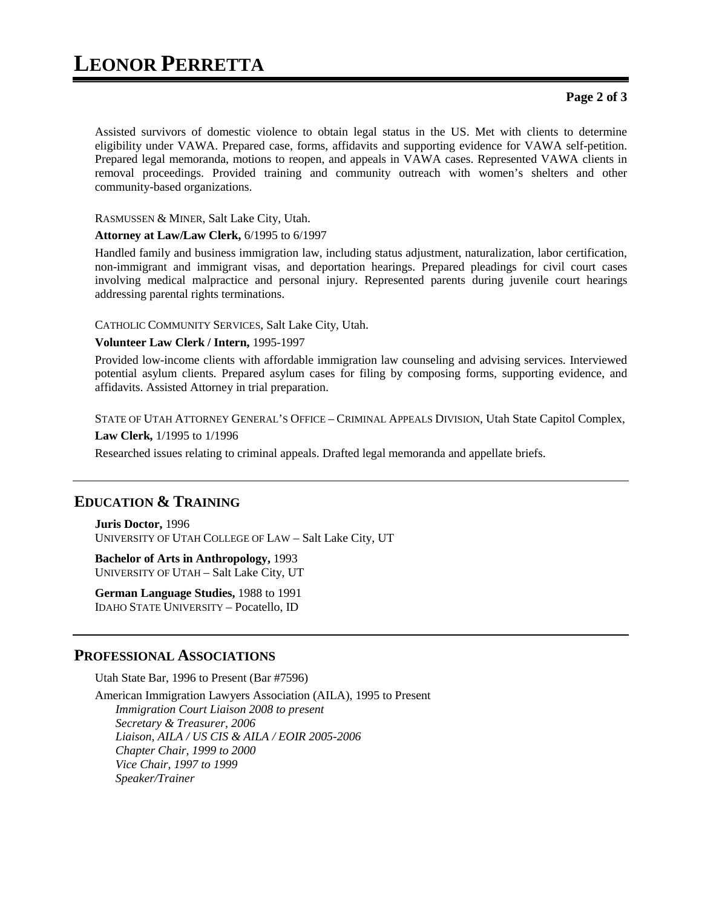Assisted survivors of domestic violence to obtain legal status in the US. Met with clients to determine eligibility under VAWA. Prepared case, forms, affidavits and supporting evidence for VAWA self-petition. Prepared legal memoranda, motions to reopen, and appeals in VAWA cases. Represented VAWA clients in removal proceedings. Provided training and community outreach with women's shelters and other community-based organizations.

RASMUSSEN & MINER, Salt Lake City, Utah.

**Attorney at Law/Law Clerk,** 6/1995 to 6/1997

Handled family and business immigration law, including status adjustment, naturalization, labor certification, non-immigrant and immigrant visas, and deportation hearings. Prepared pleadings for civil court cases involving medical malpractice and personal injury. Represented parents during juvenile court hearings addressing parental rights terminations.

CATHOLIC COMMUNITY SERVICES, Salt Lake City, Utah.

**Volunteer Law Clerk / Intern,** 1995-1997

Provided low-income clients with affordable immigration law counseling and advising services. Interviewed potential asylum clients. Prepared asylum cases for filing by composing forms, supporting evidence, and affidavits. Assisted Attorney in trial preparation.

STATE OF UTAH ATTORNEY GENERAL'S OFFICE – CRIMINAL APPEALS DIVISION, Utah State Capitol Complex,

**Law Clerk,** 1/1995 to 1/1996

Researched issues relating to criminal appeals. Drafted legal memoranda and appellate briefs.

## EDUCATION & TRAINING

**Juris Doctor,** 1996
UNIVERSITY OF UTAH COLLEGE OF LAW – Salt Lake City, UT

**Bachelor of Arts in Anthropology,** 1993
UNIVERSITY OF UTAH – Salt Lake City, UT

**German Language Studies,** 1988 to 1991
IDAHO STATE UNIVERSITY – Pocatello, ID

## PROFESSIONAL ASSOCIATIONS

Utah State Bar, 1996 to Present (Bar #7596)

American Immigration Lawyers Association (AILA), 1995 to Present
*Immigration Court Liaison 2008 to present*
*Secretary & Treasurer, 2006*
*Liaison, AILA / US CIS & AILA / EOIR 2005-2006*
*Chapter Chair, 1999 to 2000*
*Vice Chair, 1997 to 1999*
*Speaker/Trainer*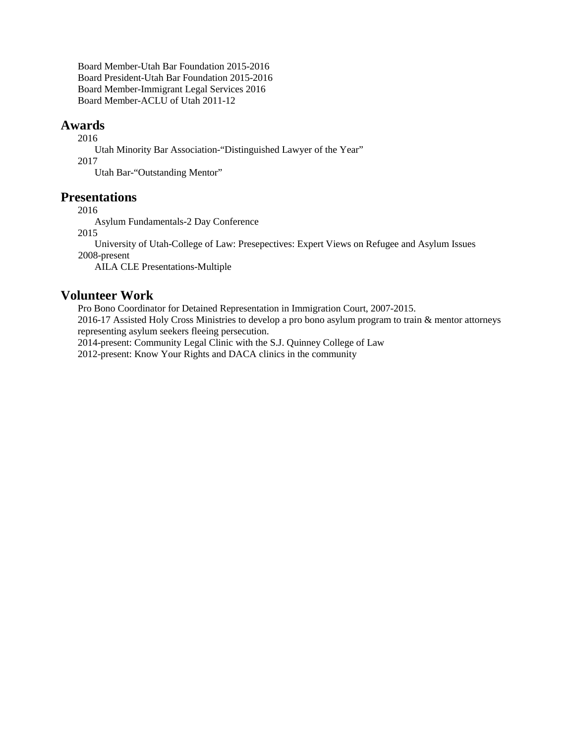Board Member-Utah Bar Foundation 2015-2016
Board President-Utah Bar Foundation 2015-2016
Board Member-Immigrant Legal Services 2016
Board Member-ACLU of Utah 2011-12

## Awards

2016
Utah Minority Bar Association-“Distinguished Lawyer of the Year”
2017
Utah Bar-“Outstanding Mentor”

## Presentations

2016
Asylum Fundamentals-2 Day Conference
2015
University of Utah-College of Law: Presepectives: Expert Views on Refugee and Asylum Issues
2008-present
AILA CLE Presentations-Multiple

## Volunteer Work

Pro Bono Coordinator for Detained Representation in Immigration Court, 2007-2015.
2016-17 Assisted Holy Cross Ministries to develop a pro bono asylum program to train & mentor attorneys representing asylum seekers fleeing persecution.
2014-present: Community Legal Clinic with the S.J. Quinney College of Law
2012-present: Know Your Rights and DACA clinics in the community